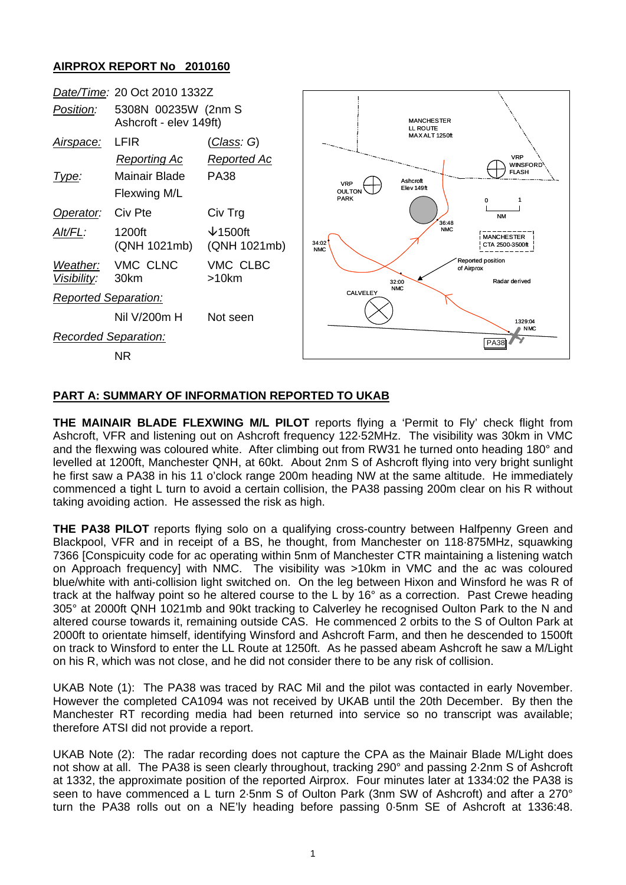**AIRPROX REPORT No 2010160**

| | | |
|---|---|---|
| *Date/Time:* | 20 Oct 2010 1332Z | |
| *Position:* | 5308N 00235W (2nm S Ashcroft - elev 149ft) | |
| *Airspace:* | LFIR | (*Class:* G) |
| | *Reporting Ac* | *Reported Ac* |
| *Type:* | Mainair Blade Flexwing M/L | PA38 |
| *Operator:* | Civ Pte | Civ Trg |
| *Alt/FL:* | 1200ft (QNH 1021mb) | ↓1500ft (QNH 1021mb) |
| *Weather:* | VMC CLNC | VMC CLBC |
| *Visibility:* | 30km | >10km |
| *Reported Separation:* | | |
| | Nil V/200m H | Not seen |
| *Recorded Separation:* | | |
| | NR | |

MANCHESTER LL ROUTE MAX ALT 1250ft
VRP WINSFORD FLASH
VRP OULTON PARK
Ashcroft Elev 149ft
0 1
NM
36:48 NMC
34:02 NMC
MANCHESTER CTA 2500-3500ft
Reported position of Airprox
32:00 NMC
CALVELEY
Radar derived
1329:04 NMC
PA38

**PART A: SUMMARY OF INFORMATION REPORTED TO UKAB**

**THE MAINAIR BLADE FLEXWING M/L PILOT** reports flying a 'Permit to Fly' check flight from Ashcroft, VFR and listening out on Ashcroft frequency 122·52MHz. The visibility was 30km in VMC and the flexwing was coloured white. After climbing out from RW31 he turned onto heading 180° and levelled at 1200ft, Manchester QNH, at 60kt. About 2nm S of Ashcroft flying into very bright sunlight he first saw a PA38 in his 11 o'clock range 200m heading NW at the same altitude. He immediately commenced a tight L turn to avoid a certain collision, the PA38 passing 200m clear on his R without taking avoiding action. He assessed the risk as high.

**THE PA38 PILOT** reports flying solo on a qualifying cross-country between Halfpenny Green and Blackpool, VFR and in receipt of a BS, he thought, from Manchester on 118·875MHz, squawking 7366 [Conspicuity code for ac operating within 5nm of Manchester CTR maintaining a listening watch on Approach frequency] with NMC. The visibility was >10km in VMC and the ac was coloured blue/white with anti-collision light switched on. On the leg between Hixon and Winsford he was R of track at the halfway point so he altered course to the L by 16° as a correction. Past Crewe heading 305° at 2000ft QNH 1021mb and 90kt tracking to Calverley he recognised Oulton Park to the N and altered course towards it, remaining outside CAS. He commenced 2 orbits to the S of Oulton Park at 2000ft to orientate himself, identifying Winsford and Ashcroft Farm, and then he descended to 1500ft on track to Winsford to enter the LL Route at 1250ft. As he passed abeam Ashcroft he saw a M/Light on his R, which was not close, and he did not consider there to be any risk of collision.

UKAB Note (1): The PA38 was traced by RAC Mil and the pilot was contacted in early November. However the completed CA1094 was not received by UKAB until the 20th December. By then the Manchester RT recording media had been returned into service so no transcript was available; therefore ATSI did not provide a report.

UKAB Note (2): The radar recording does not capture the CPA as the Mainair Blade M/Light does not show at all. The PA38 is seen clearly throughout, tracking 290° and passing 2·2nm S of Ashcroft at 1332, the approximate position of the reported Airprox. Four minutes later at 1334:02 the PA38 is seen to have commenced a L turn 2·5nm S of Oulton Park (3nm SW of Ashcroft) and after a 270° turn the PA38 rolls out on a NE'ly heading before passing 0·5nm SE of Ashcroft at 1336:48.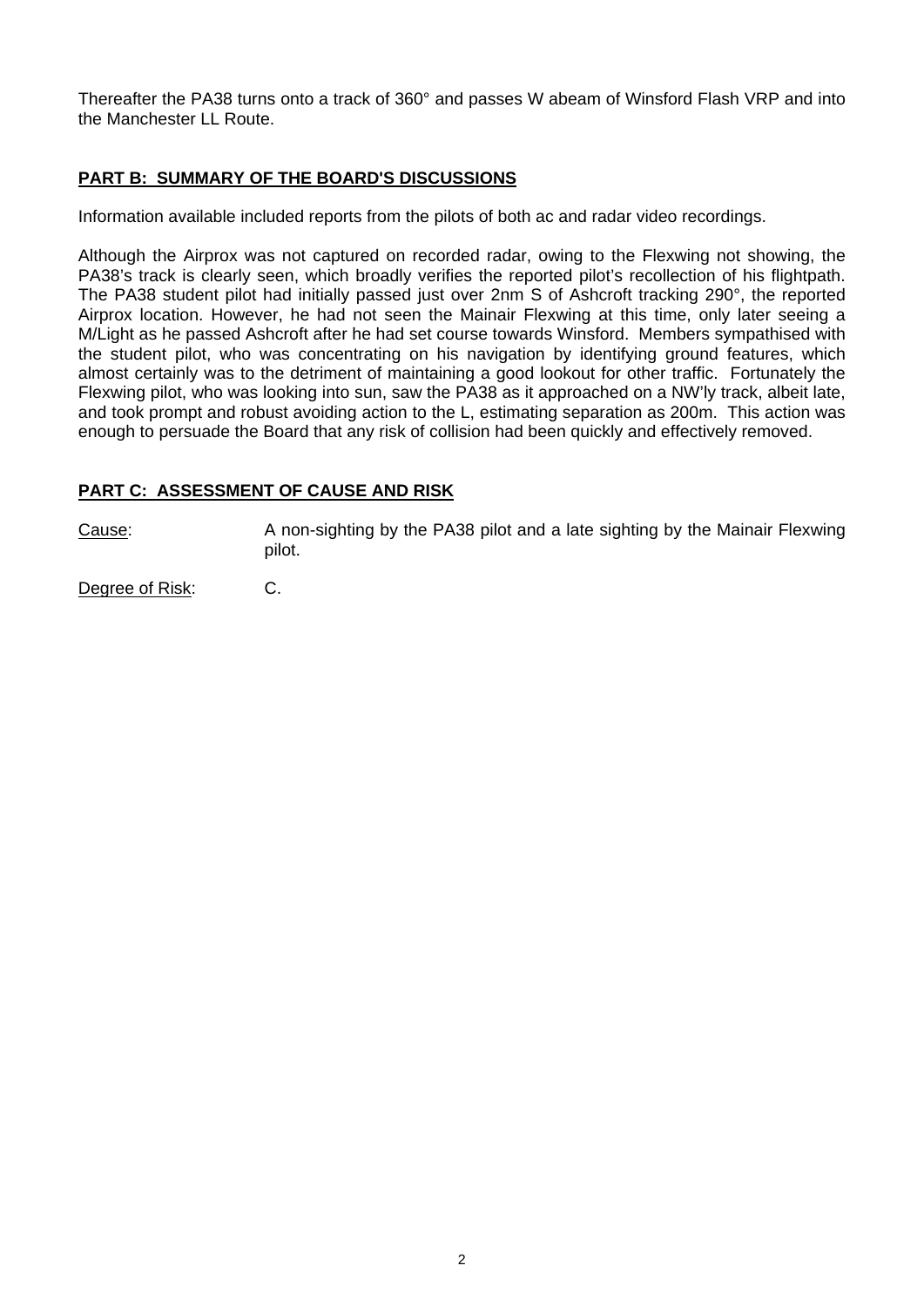Thereafter the PA38 turns onto a track of 360° and passes W abeam of Winsford Flash VRP and into the Manchester LL Route.

## PART B: SUMMARY OF THE BOARD'S DISCUSSIONS

Information available included reports from the pilots of both ac and radar video recordings.

Although the Airprox was not captured on recorded radar, owing to the Flexwing not showing, the PA38's track is clearly seen, which broadly verifies the reported pilot's recollection of his flightpath. The PA38 student pilot had initially passed just over 2nm S of Ashcroft tracking 290°, the reported Airprox location. However, he had not seen the Mainair Flexwing at this time, only later seeing a M/Light as he passed Ashcroft after he had set course towards Winsford. Members sympathised with the student pilot, who was concentrating on his navigation by identifying ground features, which almost certainly was to the detriment of maintaining a good lookout for other traffic. Fortunately the Flexwing pilot, who was looking into sun, saw the PA38 as it approached on a NW'ly track, albeit late, and took prompt and robust avoiding action to the L, estimating separation as 200m. This action was enough to persuade the Board that any risk of collision had been quickly and effectively removed.

## PART C: ASSESSMENT OF CAUSE AND RISK

Cause: A non-sighting by the PA38 pilot and a late sighting by the Mainair Flexwing pilot.

Degree of Risk: C.